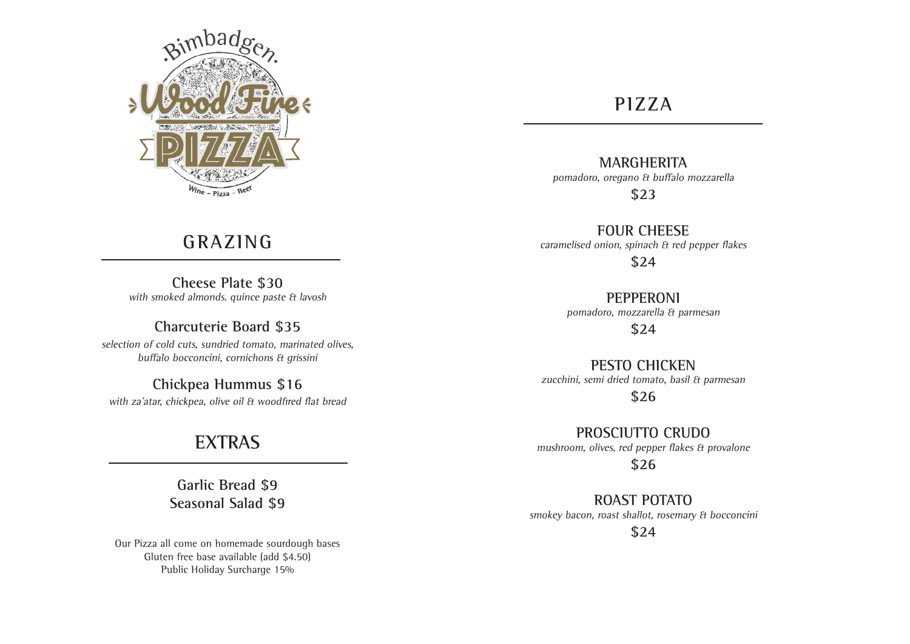# Bimbadgen Wood Fire PIZZA

Wine – Pizza – Beer

## GRAZING

**Cheese Plate $30**
*with smoked almonds. quince paste & lavosh*

**Charcuterie Board $35**
*selection of cold cuts, sundried tomato, marinated olives, buffalo bocconcini, cornichons & grissini*

**Chickpea Hummus $16**
*with za'atar, chickpea, olive oil & woodfired flat bread*

## EXTRAS

**Garlic Bread $9**
**Seasonal Salad $9**

Our Pizza all come on homemade sourdough bases
Gluten free base available (add $4.50)
Public Holiday Surcharge 15%

## PIZZA

**MARGHERITA**
*pomadoro, oregano & buffalo mozzarella*
**$23**

**FOUR CHEESE**
*caramelised onion, spinach & red pepper flakes*
**$24**

**PEPPERONI**
*pomadoro, mozzarella & parmesan*
**$24**

**PESTO CHICKEN**
*zucchini, semi dried tomato, basil & parmesan*
**$26**

**PROSCIUTTO CRUDO**
*mushroom, olives, red pepper flakes & provalone*
**$26**

**ROAST POTATO**
*smokey bacon, roast shallot, rosemary & bocconcini*
**$24**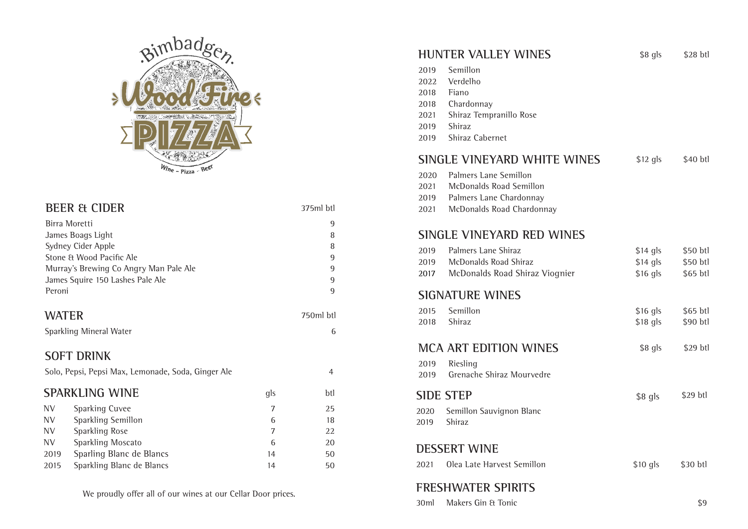Bimbadgen Wood Fire PIZZA

Wine – Pizza – Beer

## BEER & CIDER

| | 375ml btl |
|---|---|
| Birra Moretti | 9 |
| James Boags Light | 8 |
| Sydney Cider Apple | 8 |
| Stone & Wood Pacific Ale | 9 |
| Murray's Brewing Co Angry Man Pale Ale | 9 |
| James Squire 150 Lashes Pale Ale | 9 |
| Peroni | 9 |

## WATER

| | 750ml btl |
|---|---|
| Sparkling Mineral Water | 6 |

## SOFT DRINK

| | |
|---|---|
| Solo, Pepsi, Pepsi Max, Lemonade, Soda, Ginger Ale | 4 |

## SPARKLING WINE

| | | gls | btl |
|---|---|---|---|
| NV | Sparking Cuvee | 7 | 25 |
| NV | Sparkling Semillon | 6 | 18 |
| NV | Sparkling Rose | 7 | 22 |
| NV | Sparkling Moscato | 6 | 20 |
| 2019 | Sparling Blanc de Blancs | 14 | 50 |
| 2015 | Sparkling Blanc de Blancs | 14 | 50 |

We proudly offer all of our wines at our Cellar Door prices.

## HUNTER VALLEY WINES — $8 gls / $28 btl

| | |
|---|---|
| 2019 | Semillon |
| 2022 | Verdelho |
| 2018 | Fiano |
| 2018 | Chardonnay |
| 2021 | Shiraz Tempranillo Rose |
| 2019 | Shiraz |
| 2019 | Shiraz Cabernet |

## SINGLE VINEYARD WHITE WINES — $12 gls / $40 btl

| | |
|---|---|
| 2020 | Palmers Lane Semillon |
| 2021 | McDonalds Road Semillon |
| 2019 | Palmers Lane Chardonnay |
| 2021 | McDonalds Road Chardonnay |

## SINGLE VINEYARD RED WINES

| | | | |
|---|---|---|---|
| 2019 | Palmers Lane Shiraz | $14 gls | $50 btl |
| 2019 | McDonalds Road Shiraz | $14 gls | $50 btl |
| 2017 | McDonalds Road Shiraz Viognier | $16 gls | $65 btl |

## SIGNATURE WINES

| | | | |
|---|---|---|---|
| 2015 | Semillon | $16 gls | $65 btl |
| 2018 | Shiraz | $18 gls | $90 btl |

## MCA ART EDITION WINES — $8 gls / $29 btl

| | |
|---|---|
| 2019 | Riesling |
| 2019 | Grenache Shiraz Mourvedre |

## SIDE STEP — $8 gls / $29 btl

| | |
|---|---|
| 2020 | Semillon Sauvignon Blanc |
| 2019 | Shiraz |

## DESSERT WINE

| | | | |
|---|---|---|---|
| 2021 | Olea Late Harvest Semillon | $10 gls | $30 btl |

## FRESHWATER SPIRITS

| | | |
|---|---|---|
| 30ml | Makers Gin & Tonic | $9 |